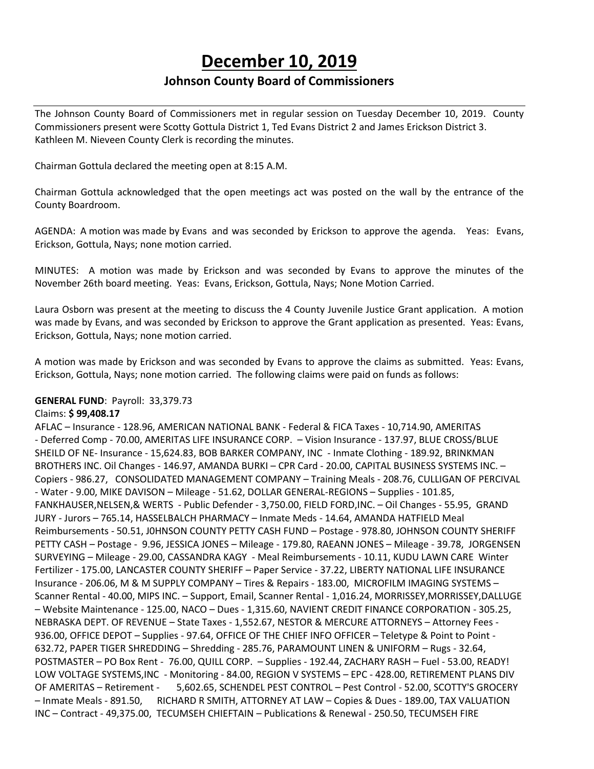# December 10, 2019

## Johnson County Board of Commissioners

The Johnson County Board of Commissioners met in regular session on Tuesday December 10, 2019. County Commissioners present were Scotty Gottula District 1, Ted Evans District 2 and James Erickson District 3. Kathleen M. Nieveen County Clerk is recording the minutes.

Chairman Gottula declared the meeting open at 8:15 A.M.

Chairman Gottula acknowledged that the open meetings act was posted on the wall by the entrance of the County Boardroom.

AGENDA: A motion was made by Evans and was seconded by Erickson to approve the agenda. Yeas: Evans, Erickson, Gottula, Nays; none motion carried.

MINUTES: A motion was made by Erickson and was seconded by Evans to approve the minutes of the November 26th board meeting. Yeas: Evans, Erickson, Gottula, Nays; None Motion Carried.

Laura Osborn was present at the meeting to discuss the 4 County Juvenile Justice Grant application. A motion was made by Evans, and was seconded by Erickson to approve the Grant application as presented. Yeas: Evans, Erickson, Gottula, Nays; none motion carried.

A motion was made by Erickson and was seconded by Evans to approve the claims as submitted. Yeas: Evans, Erickson, Gottula, Nays; none motion carried. The following claims were paid on funds as follows:

**GENERAL FUND**: Payroll: 33,379.73

Claims: **$ 99,408.17**

AFLAC – Insurance - 128.96, AMERICAN NATIONAL BANK - Federal & FICA Taxes - 10,714.90, AMERITAS - Deferred Comp - 70.00, AMERITAS LIFE INSURANCE CORP. – Vision Insurance - 137.97, BLUE CROSS/BLUE SHEILD OF NE- Insurance - 15,624.83, BOB BARKER COMPANY, INC - Inmate Clothing - 189.92, BRINKMAN BROTHERS INC. Oil Changes - 146.97, AMANDA BURKI – CPR Card - 20.00, CAPITAL BUSINESS SYSTEMS INC. – Copiers - 986.27, CONSOLIDATED MANAGEMENT COMPANY – Training Meals - 208.76, CULLIGAN OF PERCIVAL - Water - 9.00, MIKE DAVISON – Mileage - 51.62, DOLLAR GENERAL-REGIONS – Supplies - 101.85, FANKHAUSER,NELSEN,& WERTS - Public Defender - 3,750.00, FIELD FORD,INC. – Oil Changes - 55.95, GRAND JURY - Jurors – 765.14, HASSELBALCH PHARMACY – Inmate Meds - 14.64, AMANDA HATFIELD Meal Reimbursements - 50.51, J0HNSON COUNTY PETTY CASH FUND – Postage - 978.80, JOHNSON COUNTY SHERIFF PETTY CASH – Postage - 9.96, JESSICA JONES – Mileage - 179.80, RAEANN JONES – Mileage - 39.78, JORGENSEN SURVEYING – Mileage - 29.00, CASSANDRA KAGY - Meal Reimbursements - 10.11, KUDU LAWN CARE Winter Fertilizer - 175.00, LANCASTER COUNTY SHERIFF – Paper Service - 37.22, LIBERTY NATIONAL LIFE INSURANCE Insurance - 206.06, M & M SUPPLY COMPANY – Tires & Repairs - 183.00, MICROFILM IMAGING SYSTEMS – Scanner Rental - 40.00, MIPS INC. – Support, Email, Scanner Rental - 1,016.24, MORRISSEY,MORRISSEY,DALLUGE – Website Maintenance - 125.00, NACO – Dues - 1,315.60, NAVIENT CREDIT FINANCE CORPORATION - 305.25, NEBRASKA DEPT. OF REVENUE – State Taxes - 1,552.67, NESTOR & MERCURE ATTORNEYS – Attorney Fees - 936.00, OFFICE DEPOT – Supplies - 97.64, OFFICE OF THE CHIEF INFO OFFICER – Teletype & Point to Point - 632.72, PAPER TIGER SHREDDING – Shredding - 285.76, PARAMOUNT LINEN & UNIFORM – Rugs - 32.64, POSTMASTER – PO Box Rent - 76.00, QUILL CORP. – Supplies - 192.44, ZACHARY RASH – Fuel - 53.00, READY! LOW VOLTAGE SYSTEMS,INC - Monitoring - 84.00, REGION V SYSTEMS – EPC - 428.00, RETIREMENT PLANS DIV OF AMERITAS – Retirement - 5,602.65, SCHENDEL PEST CONTROL – Pest Control - 52.00, SCOTTY'S GROCERY – Inmate Meals - 891.50, RICHARD R SMITH, ATTORNEY AT LAW – Copies & Dues - 189.00, TAX VALUATION INC – Contract - 49,375.00, TECUMSEH CHIEFTAIN – Publications & Renewal - 250.50, TECUMSEH FIRE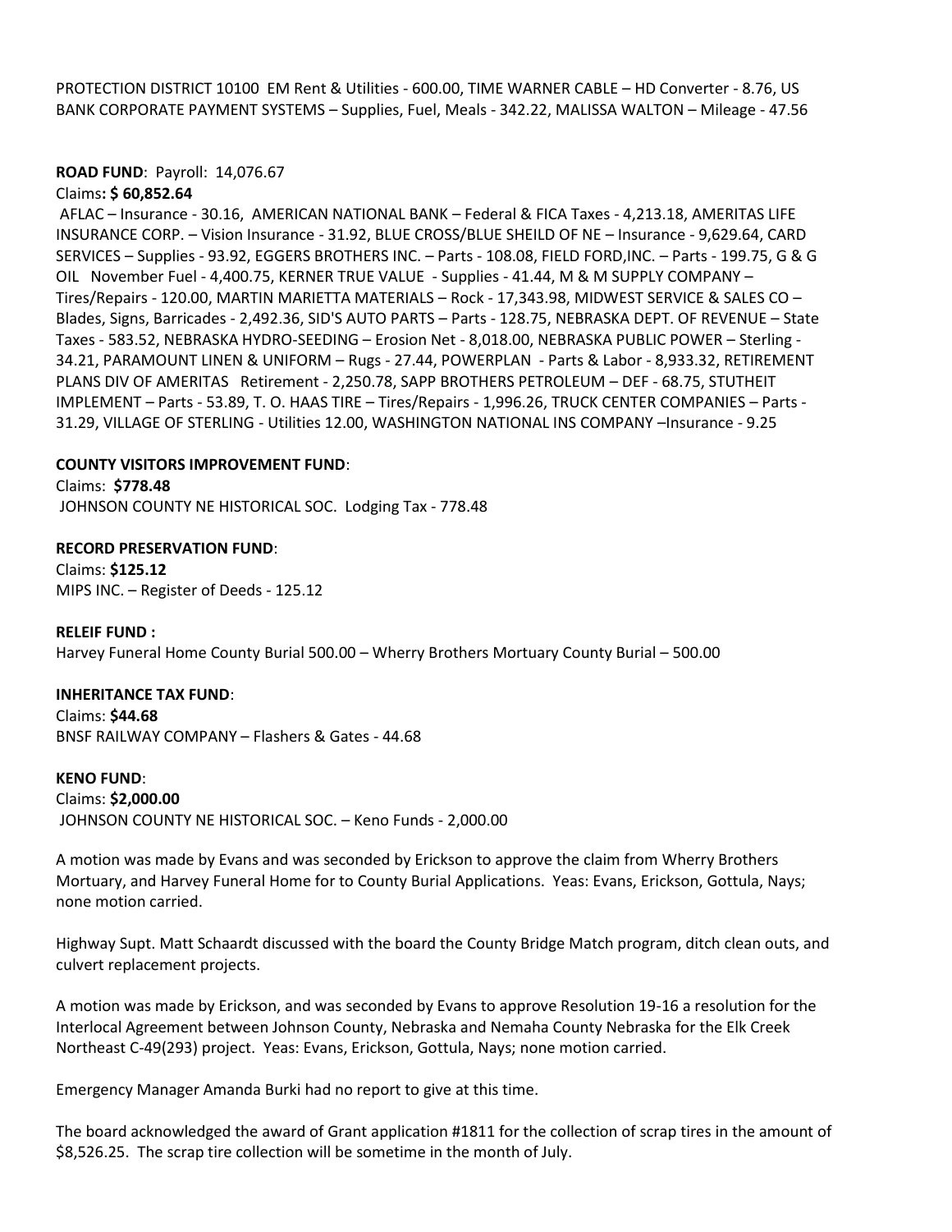PROTECTION DISTRICT 10100 EM Rent & Utilities - 600.00, TIME WARNER CABLE – HD Converter - 8.76, US BANK CORPORATE PAYMENT SYSTEMS – Supplies, Fuel, Meals - 342.22, MALISSA WALTON – Mileage - 47.56

**ROAD FUND**: Payroll: 14,076.67

Claims**: $ 60,852.64**

AFLAC – Insurance - 30.16, AMERICAN NATIONAL BANK – Federal & FICA Taxes - 4,213.18, AMERITAS LIFE INSURANCE CORP. – Vision Insurance - 31.92, BLUE CROSS/BLUE SHEILD OF NE – Insurance - 9,629.64, CARD SERVICES – Supplies - 93.92, EGGERS BROTHERS INC. – Parts - 108.08, FIELD FORD,INC. – Parts - 199.75, G & G OIL November Fuel - 4,400.75, KERNER TRUE VALUE - Supplies - 41.44, M & M SUPPLY COMPANY – Tires/Repairs - 120.00, MARTIN MARIETTA MATERIALS – Rock - 17,343.98, MIDWEST SERVICE & SALES CO – Blades, Signs, Barricades - 2,492.36, SID'S AUTO PARTS – Parts - 128.75, NEBRASKA DEPT. OF REVENUE – State Taxes - 583.52, NEBRASKA HYDRO-SEEDING – Erosion Net - 8,018.00, NEBRASKA PUBLIC POWER – Sterling - 34.21, PARAMOUNT LINEN & UNIFORM – Rugs - 27.44, POWERPLAN - Parts & Labor - 8,933.32, RETIREMENT PLANS DIV OF AMERITAS Retirement - 2,250.78, SAPP BROTHERS PETROLEUM – DEF - 68.75, STUTHEIT IMPLEMENT – Parts - 53.89, T. O. HAAS TIRE – Tires/Repairs - 1,996.26, TRUCK CENTER COMPANIES – Parts - 31.29, VILLAGE OF STERLING - Utilities 12.00, WASHINGTON NATIONAL INS COMPANY –Insurance - 9.25

**COUNTY VISITORS IMPROVEMENT FUND**:

Claims: **$778.48**

JOHNSON COUNTY NE HISTORICAL SOC. Lodging Tax - 778.48

**RECORD PRESERVATION FUND**:

Claims: **$125.12**

MIPS INC. – Register of Deeds - 125.12

**RELEIF FUND :**

Harvey Funeral Home County Burial 500.00 – Wherry Brothers Mortuary County Burial – 500.00

**INHERITANCE TAX FUND**:

Claims: **$44.68**

BNSF RAILWAY COMPANY – Flashers & Gates - 44.68

**KENO FUND**:

Claims: **$2,000.00**

JOHNSON COUNTY NE HISTORICAL SOC. – Keno Funds - 2,000.00

A motion was made by Evans and was seconded by Erickson to approve the claim from Wherry Brothers Mortuary, and Harvey Funeral Home for to County Burial Applications. Yeas: Evans, Erickson, Gottula, Nays; none motion carried.

Highway Supt. Matt Schaardt discussed with the board the County Bridge Match program, ditch clean outs, and culvert replacement projects.

A motion was made by Erickson, and was seconded by Evans to approve Resolution 19-16 a resolution for the Interlocal Agreement between Johnson County, Nebraska and Nemaha County Nebraska for the Elk Creek Northeast C-49(293) project. Yeas: Evans, Erickson, Gottula, Nays; none motion carried.

Emergency Manager Amanda Burki had no report to give at this time.

The board acknowledged the award of Grant application #1811 for the collection of scrap tires in the amount of $8,526.25. The scrap tire collection will be sometime in the month of July.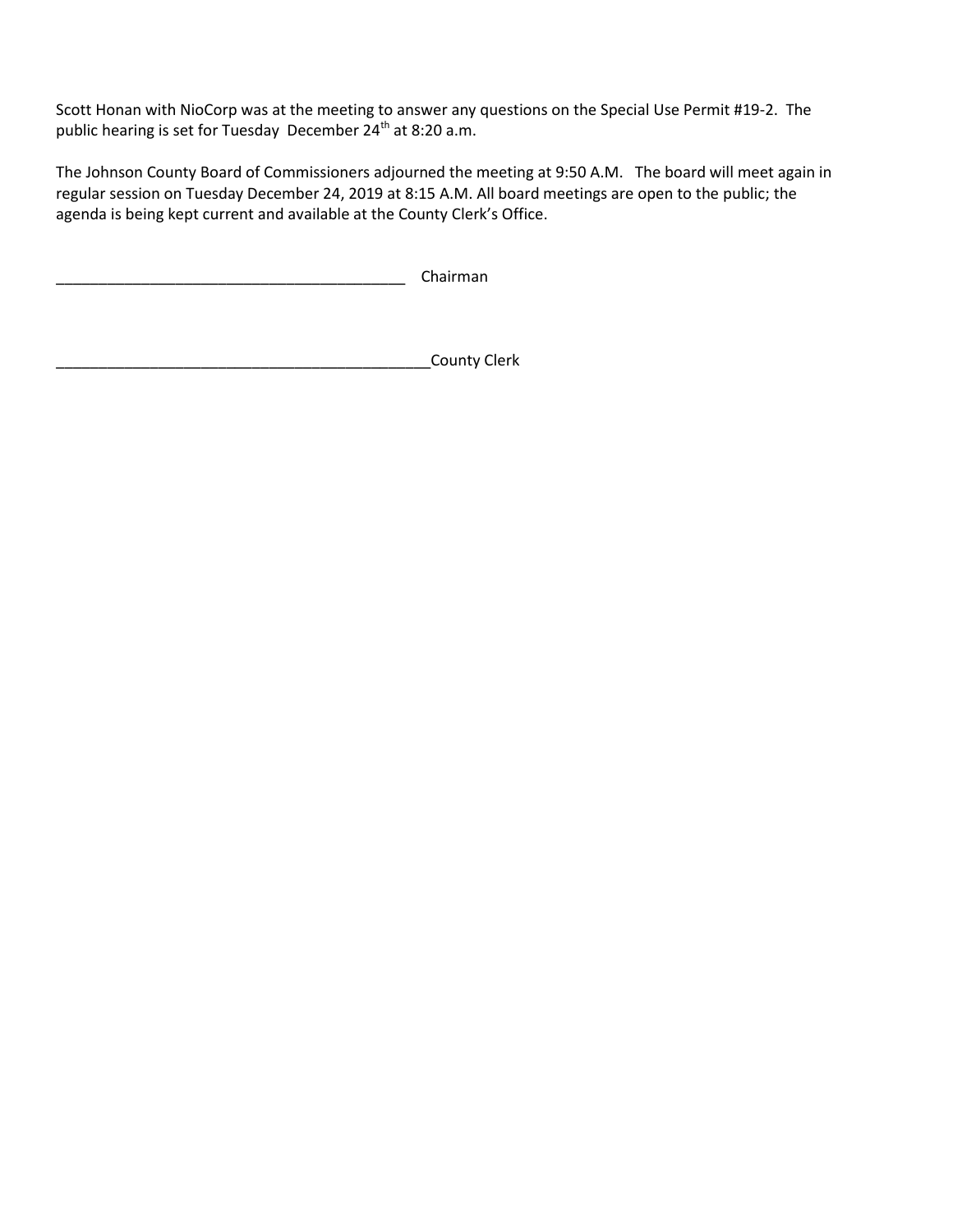Scott Honan with NioCorp was at the meeting to answer any questions on the Special Use Permit #19-2. The public hearing is set for Tuesday December 24th at 8:20 a.m.

The Johnson County Board of Commissioners adjourned the meeting at 9:50 A.M. The board will meet again in regular session on Tuesday December 24, 2019 at 8:15 A.M. All board meetings are open to the public; the agenda is being kept current and available at the County Clerk's Office.

__________________________________________ Chairman

______________________________________________County Clerk